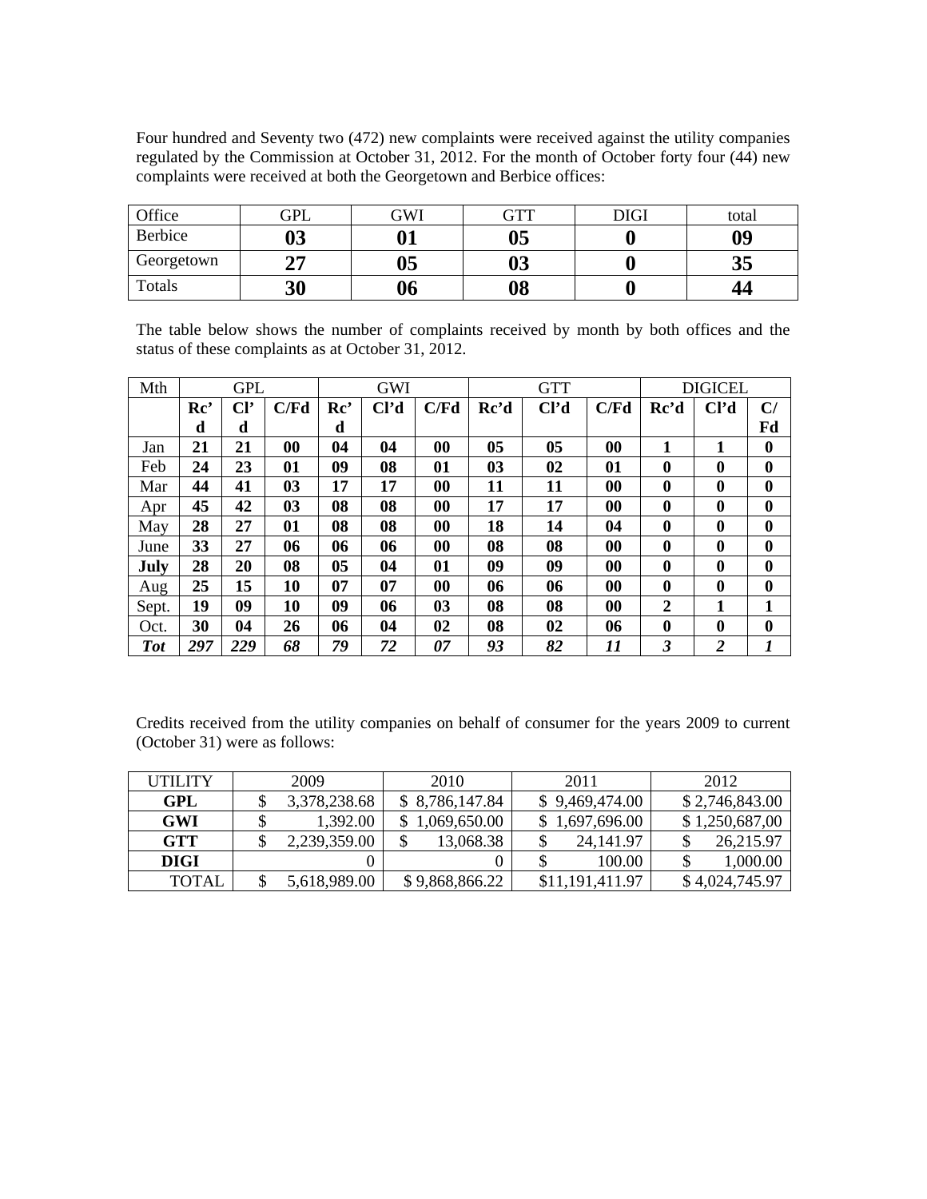Four hundred and Seventy two (472) new complaints were received against the utility companies regulated by the Commission at October 31, 2012. For the month of October forty four (44) new complaints were received at both the Georgetown and Berbice offices:

| Office | GPL | GWI | GTT | DIGI | total |
|---|---|---|---|---|---|
| Berbice | **03** | **01** | **05** | **0** | **09** |
| Georgetown | **27** | **05** | **03** | **0** | **35** |
| Totals | **30** | **06** | **08** | **0** | **44** |

The table below shows the number of complaints received by month by both offices and the status of these complaints as at October 31, 2012.

| Mth | GPL | | | GWI | | | GTT | | | DIGICEL | | |
|---|---|---|---|---|---|---|---|---|---|---|---|---|
| | **Rc'd** | **Cl'd** | **C/Fd** | **Rc'd** | **Cl'd** | **C/Fd** | **Rc'd** | **Cl'd** | **C/Fd** | **Rc'd** | **Cl'd** | **C/Fd** |
| Jan | **21** | **21** | **00** | **04** | **04** | **00** | **05** | **05** | **00** | **1** | **1** | **0** |
| Feb | **24** | **23** | **01** | **09** | **08** | **01** | **03** | **02** | **01** | **0** | **0** | **0** |
| Mar | **44** | **41** | **03** | **17** | **17** | **00** | **11** | **11** | **00** | **0** | **0** | **0** |
| Apr | **45** | **42** | **03** | **08** | **08** | **00** | **17** | **17** | **00** | **0** | **0** | **0** |
| May | **28** | **27** | **01** | **08** | **08** | **00** | **18** | **14** | **04** | **0** | **0** | **0** |
| June | **33** | **27** | **06** | **06** | **06** | **00** | **08** | **08** | **00** | **0** | **0** | **0** |
| **July** | **28** | **20** | **08** | **05** | **04** | **01** | **09** | **09** | **00** | **0** | **0** | **0** |
| Aug | **25** | **15** | **10** | **07** | **07** | **00** | **06** | **06** | **00** | **0** | **0** | **0** |
| Sept. | **19** | **09** | **10** | **09** | **06** | **03** | **08** | **08** | **00** | **2** | **1** | **1** |
| Oct. | **30** | **04** | **26** | **06** | **04** | **02** | **08** | **02** | **06** | **0** | **0** | **0** |
| ***Tot*** | ***297*** | ***229*** | ***68*** | ***79*** | ***72*** | ***07*** | ***93*** | ***82*** | ***11*** | ***3*** | ***2*** | ***1*** |

Credits received from the utility companies on behalf of consumer for the years 2009 to current (October 31) were as follows:

| UTILITY | 2009 | 2010 | 2011 | 2012 |
|---|---|---|---|---|
| **GPL** | $ 3,378,238.68 | $ 8,786,147.84 | $ 9,469,474.00 | $ 2,746,843.00 |
| **GWI** | $ 1,392.00 | $ 1,069,650.00 | $ 1,697,696.00 | $ 1,250,687,00 |
| **GTT** | $ 2,239,359.00 | $ 13,068.38 | $ 24,141.97 | $ 26,215.97 |
| **DIGI** | 0 | 0 | $ 100.00 | $ 1,000.00 |
| TOTAL | $ 5,618,989.00 | $ 9,868,866.22 | $11,191,411.97 | $ 4,024,745.97 |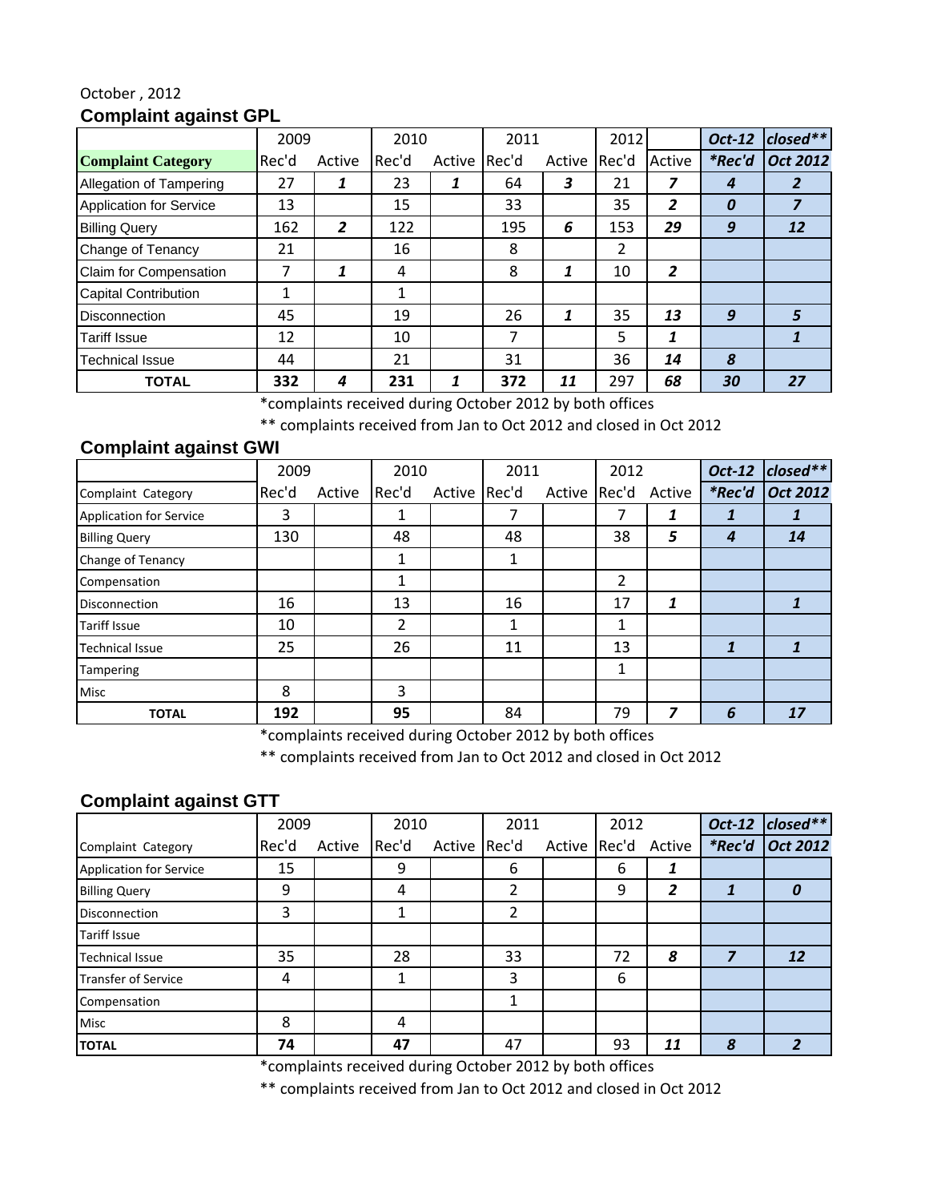October , 2012

## Complaint against GPL

| | 2009 | | 2010 | | 2011 | | 2012 | | Oct-12 | closed** |
|---|---|---|---|---|---|---|---|---|---|---|
| **Complaint Category** | Rec'd | Active | Rec'd | Active | Rec'd | Active | Rec'd | Active | *Rec'd | Oct 2012 |
| Allegation of Tampering | 27 | 1 | 23 | 1 | 64 | 3 | 21 | 7 | 4 | 2 |
| Application for Service | 13 | | 15 | | 33 | | 35 | 2 | 0 | 7 |
| Billing Query | 162 | 2 | 122 | | 195 | 6 | 153 | 29 | 9 | 12 |
| Change of Tenancy | 21 | | 16 | | 8 | | 2 | | | |
| Claim for Compensation | 7 | 1 | 4 | | 8 | 1 | 10 | 2 | | |
| Capital Contribution | 1 | | 1 | | | | | | | |
| Disconnection | 45 | | 19 | | 26 | 1 | 35 | 13 | 9 | 5 |
| Tariff Issue | 12 | | 10 | | 7 | | 5 | 1 | | 1 |
| Technical Issue | 44 | | 21 | | 31 | | 36 | 14 | 8 | |
| **TOTAL** | **332** | **4** | **231** | **1** | **372** | **11** | 297 | **68** | **30** | **27** |

*complaints received during October 2012 by both offices

** complaints received from Jan to Oct 2012 and closed in Oct 2012

## Complaint against GWI

| | 2009 | | 2010 | | 2011 | | 2012 | | Oct-12 | closed** |
|---|---|---|---|---|---|---|---|---|---|---|
| Complaint Category | Rec'd | Active | Rec'd | Active | Rec'd | Active | Rec'd | Active | *Rec'd | Oct 2012 |
| Application for Service | 3 | | 1 | | 7 | | 7 | 1 | 1 | 1 |
| Billing Query | 130 | | 48 | | 48 | | 38 | 5 | 4 | 14 |
| Change of Tenancy | | | 1 | | 1 | | | | | |
| Compensation | | | 1 | | | | 2 | | | |
| Disconnection | 16 | | 13 | | 16 | | 17 | 1 | | 1 |
| Tariff Issue | 10 | | 2 | | 1 | | 1 | | | |
| Technical Issue | 25 | | 26 | | 11 | | 13 | | 1 | 1 |
| Tampering | | | | | | | 1 | | | |
| Misc | 8 | | 3 | | | | | | | |
| **TOTAL** | **192** | | **95** | | 84 | | 79 | **7** | **6** | **17** |

*complaints received during October 2012 by both offices

** complaints received from Jan to Oct 2012 and closed in Oct 2012

## Complaint against GTT

| | 2009 | | 2010 | | 2011 | | 2012 | | Oct-12 | closed** |
|---|---|---|---|---|---|---|---|---|---|---|
| Complaint Category | Rec'd | Active | Rec'd | Active | Rec'd | Active | Rec'd | Active | *Rec'd | Oct 2012 |
| Application for Service | 15 | | 9 | | 6 | | 6 | 1 | | |
| Billing Query | 9 | | 4 | | 2 | | 9 | 2 | 1 | 0 |
| Disconnection | 3 | | 1 | | 2 | | | | | |
| Tariff Issue | | | | | | | | | | |
| Technical Issue | 35 | | 28 | | 33 | | 72 | 8 | 7 | 12 |
| Transfer of Service | 4 | | 1 | | 3 | | 6 | | | |
| Compensation | | | | | 1 | | | | | |
| Misc | 8 | | 4 | | | | | | | |
| **TOTAL** | **74** | | **47** | | 47 | | 93 | **11** | **8** | **2** |

*complaints received during October 2012 by both offices

** complaints received from Jan to Oct 2012 and closed in Oct 2012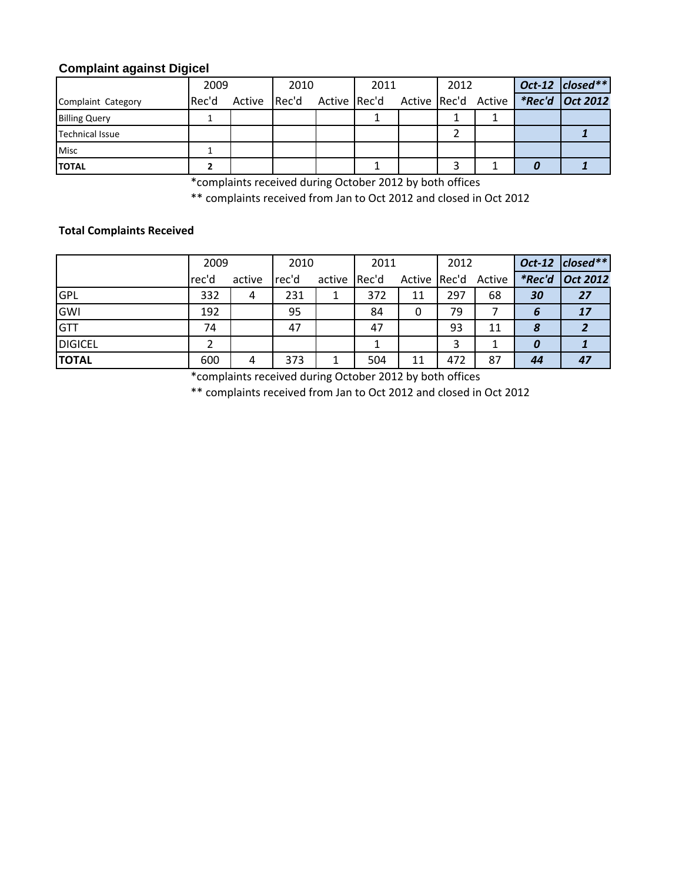## Complaint against Digicel

| | 2009 | | 2010 | | 2011 | | 2012 | | *Oct-12* | *closed***|
|---|---|---|---|---|---|---|---|---|---|---|
| Complaint Category | Rec'd | Active | Rec'd | Active | Rec'd | Active | Rec'd | Active | ****Rec'd*** | ***Oct 2012*** |
| Billing Query | 1 | | | | 1 | | 1 | 1 | | |
| Technical Issue | | | | | | | 2 | | | ***1*** |
| Misc | 1 | | | | | | | | | |
| **TOTAL** | **2** | | | | 1 | | 3 | 1 | ***0*** | ***1*** |

*complaints received during October 2012 by both offices

** complaints received from Jan to Oct 2012 and closed in Oct 2012

**Total Complaints Received**

| | 2009 | | 2010 | | 2011 | | 2012 | | *Oct-12* | *closed***|
|---|---|---|---|---|---|---|---|---|---|---|
| | rec'd | active | rec'd | active | Rec'd | Active | Rec'd | Active | ****Rec'd*** | ***Oct 2012*** |
| GPL | 332 | 4 | 231 | 1 | 372 | 11 | 297 | 68 | ***30*** | ***27*** |
| GWI | 192 | | 95 | | 84 | 0 | 79 | 7 | ***6*** | ***17*** |
| GTT | 74 | | 47 | | 47 | | 93 | 11 | ***8*** | ***2*** |
| DIGICEL | 2 | | | | 1 | | 3 | 1 | ***0*** | ***1*** |
| **TOTAL** | 600 | 4 | 373 | 1 | 504 | 11 | 472 | 87 | ***44*** | ***47*** |

*complaints received during October 2012 by both offices

** complaints received from Jan to Oct 2012 and closed in Oct 2012